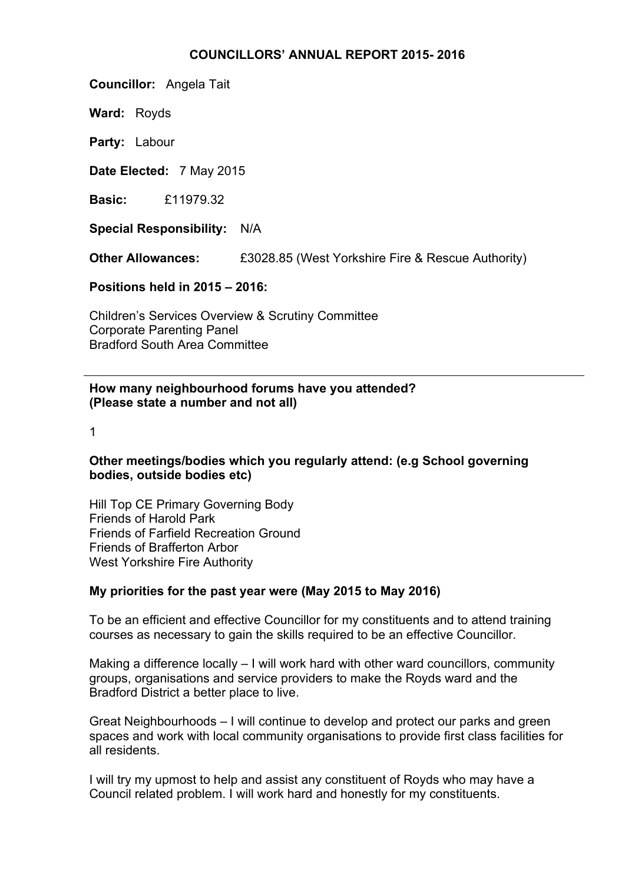# COUNCILLORS' ANNUAL REPORT 2015- 2016

**Councillor:** Angela Tait

**Ward:** Royds

**Party:** Labour

**Date Elected:** 7 May 2015

**Basic:** £11979.32

**Special Responsibility:** N/A

**Other Allowances:** £3028.85 (West Yorkshire Fire & Rescue Authority)

**Positions held in 2015 – 2016:**

Children's Services Overview & Scrutiny Committee
Corporate Parenting Panel
Bradford South Area Committee

---

**How many neighbourhood forums have you attended? (Please state a number and not all)**

1

**Other meetings/bodies which you regularly attend: (e.g School governing bodies, outside bodies etc)**

Hill Top CE Primary Governing Body
Friends of Harold Park
Friends of Farfield Recreation Ground
Friends of Brafferton Arbor
West Yorkshire Fire Authority

**My priorities for the past year were (May 2015 to May 2016)**

To be an efficient and effective Councillor for my constituents and to attend training courses as necessary to gain the skills required to be an effective Councillor.

Making a difference locally – I will work hard with other ward councillors, community groups, organisations and service providers to make the Royds ward and the Bradford District a better place to live.

Great Neighbourhoods – I will continue to develop and protect our parks and green spaces and work with local community organisations to provide first class facilities for all residents.

I will try my upmost to help and assist any constituent of Royds who may have a Council related problem. I will work hard and honestly for my constituents.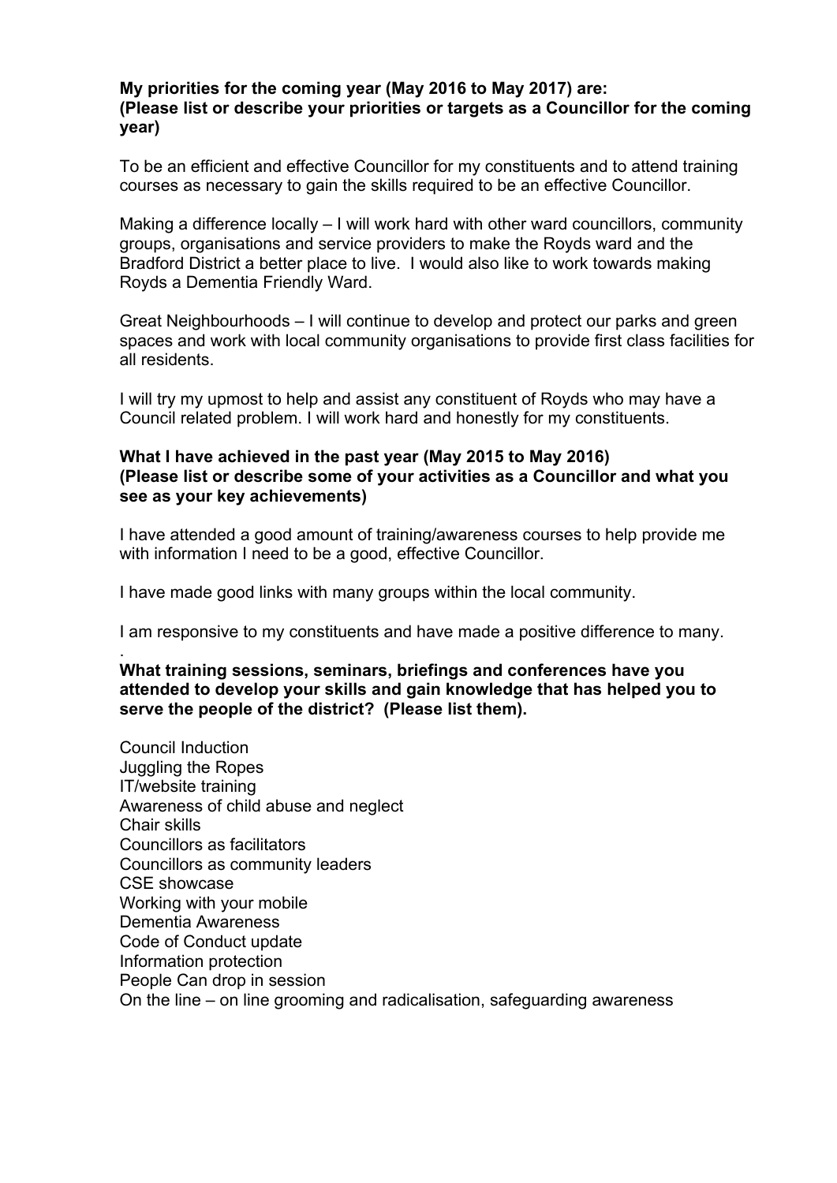**My priorities for the coming year (May 2016 to May 2017) are:**
**(Please list or describe your priorities or targets as a Councillor for the coming year)**

To be an efficient and effective Councillor for my constituents and to attend training courses as necessary to gain the skills required to be an effective Councillor.

Making a difference locally – I will work hard with other ward councillors, community groups, organisations and service providers to make the Royds ward and the Bradford District a better place to live. I would also like to work towards making Royds a Dementia Friendly Ward.

Great Neighbourhoods – I will continue to develop and protect our parks and green spaces and work with local community organisations to provide first class facilities for all residents.

I will try my upmost to help and assist any constituent of Royds who may have a Council related problem. I will work hard and honestly for my constituents.

**What I have achieved in the past year (May 2015 to May 2016)**
**(Please list or describe some of your activities as a Councillor and what you see as your key achievements)**

I have attended a good amount of training/awareness courses to help provide me with information I need to be a good, effective Councillor.

I have made good links with many groups within the local community.

I am responsive to my constituents and have made a positive difference to many.

.

**What training sessions, seminars, briefings and conferences have you attended to develop your skills and gain knowledge that has helped you to serve the people of the district? (Please list them).**

Council Induction
Juggling the Ropes
IT/website training
Awareness of child abuse and neglect
Chair skills
Councillors as facilitators
Councillors as community leaders
CSE showcase
Working with your mobile
Dementia Awareness
Code of Conduct update
Information protection
People Can drop in session
On the line – on line grooming and radicalisation, safeguarding awareness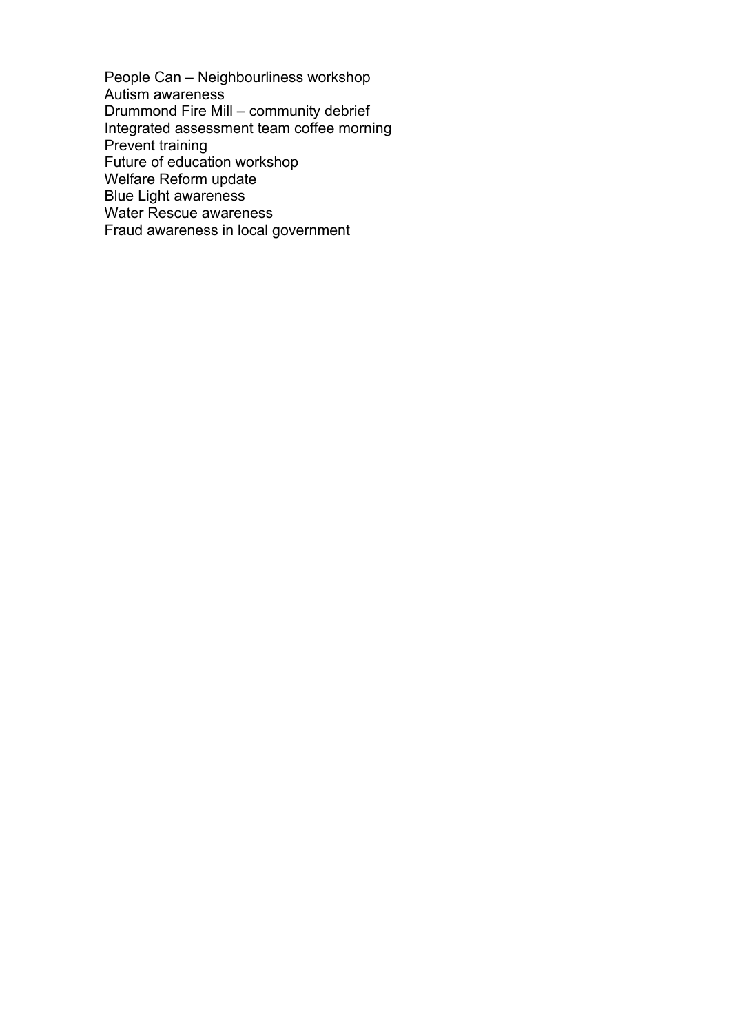People Can – Neighbourliness workshop
Autism awareness
Drummond Fire Mill – community debrief
Integrated assessment team coffee morning
Prevent training
Future of education workshop
Welfare Reform update
Blue Light awareness
Water Rescue awareness
Fraud awareness in local government